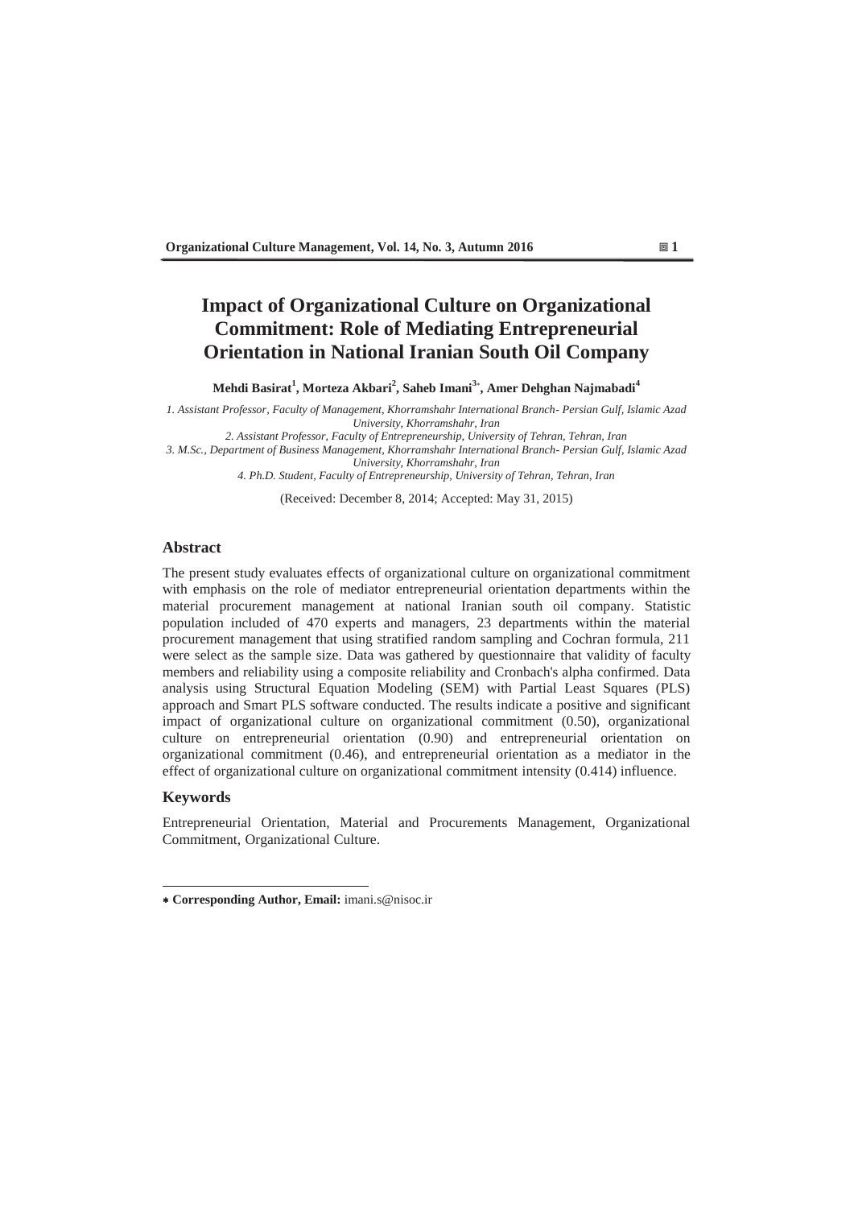# Impact of Organizational Culture on Organizational Commitment: Role of Mediating Entrepreneurial Orientation in National Iranian South Oil Company

**Mehdi Basirat[1], Morteza Akbari[2], Saheb Imani[3*], Amer Dehghan Najmabadi[4]**

*1. Assistant Professor, Faculty of Management, Khorramshahr International Branch- Persian Gulf, Islamic Azad University, Khorramshahr, Iran*

*2. Assistant Professor, Faculty of Entrepreneurship, University of Tehran, Tehran, Iran*

*3. M.Sc., Department of Business Management, Khorramshahr International Branch- Persian Gulf, Islamic Azad University, Khorramshahr, Iran*

*4. Ph.D. Student, Faculty of Entrepreneurship, University of Tehran, Tehran, Iran*

(Received: December 8, 2014; Accepted: May 31, 2015)

## Abstract

The present study evaluates effects of organizational culture on organizational commitment with emphasis on the role of mediator entrepreneurial orientation departments within the material procurement management at national Iranian south oil company. Statistic population included of 470 experts and managers, 23 departments within the material procurement management that using stratified random sampling and Cochran formula, 211 were select as the sample size. Data was gathered by questionnaire that validity of faculty members and reliability using a composite reliability and Cronbach's alpha confirmed. Data analysis using Structural Equation Modeling (SEM) with Partial Least Squares (PLS) approach and Smart PLS software conducted. The results indicate a positive and significant impact of organizational culture on organizational commitment (0.50), organizational culture on entrepreneurial orientation (0.90) and entrepreneurial orientation on organizational commitment (0.46), and entrepreneurial orientation as a mediator in the effect of organizational culture on organizational commitment intensity (0.414) influence.

## Keywords

Entrepreneurial Orientation, Material and Procurements Management, Organizational Commitment, Organizational Culture.

---

\* **Corresponding Author, Email:** imani.s@nisoc.ir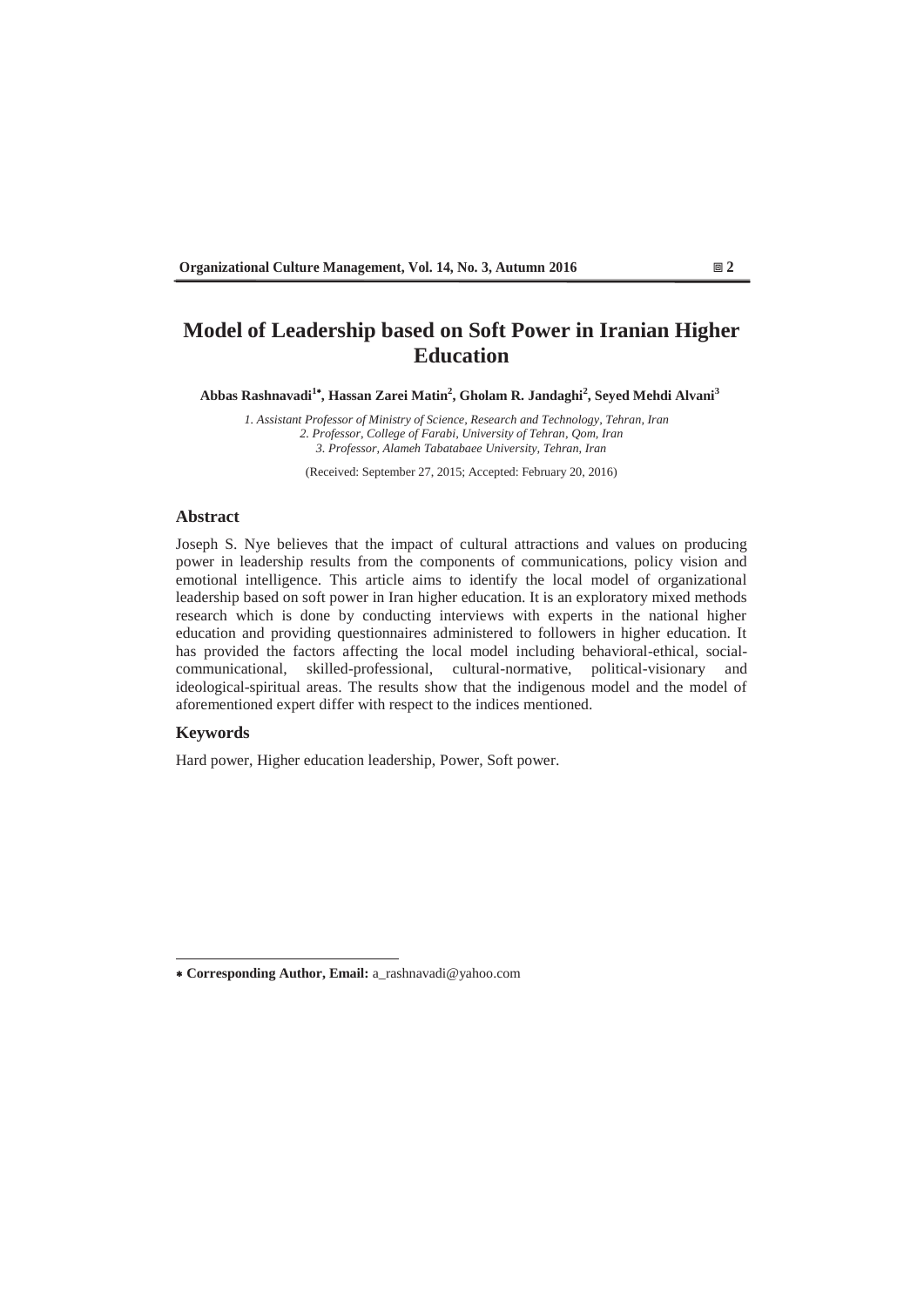# Model of Leadership based on Soft Power in Iranian Higher Education

**Abbas Rashnavadi[1*], Hassan Zarei Matin[2], Gholam R. Jandaghi[2], Seyed Mehdi Alvani[3]**

*1. Assistant Professor of Ministry of Science, Research and Technology, Tehran, Iran*
*2. Professor, College of Farabi, University of Tehran, Qom, Iran*
*3. Professor, Alameh Tabatabaee University, Tehran, Iran*

(Received: September 27, 2015; Accepted: February 20, 2016)

## Abstract

Joseph S. Nye believes that the impact of cultural attractions and values on producing power in leadership results from the components of communications, policy vision and emotional intelligence. This article aims to identify the local model of organizational leadership based on soft power in Iran higher education. It is an exploratory mixed methods research which is done by conducting interviews with experts in the national higher education and providing questionnaires administered to followers in higher education. It has provided the factors affecting the local model including behavioral-ethical, social-communicational, skilled-professional, cultural-normative, political-visionary and ideological-spiritual areas. The results show that the indigenous model and the model of aforementioned expert differ with respect to the indices mentioned.

## Keywords

Hard power, Higher education leadership, Power, Soft power.

---

\* **Corresponding Author, Email:** a_rashnavadi@yahoo.com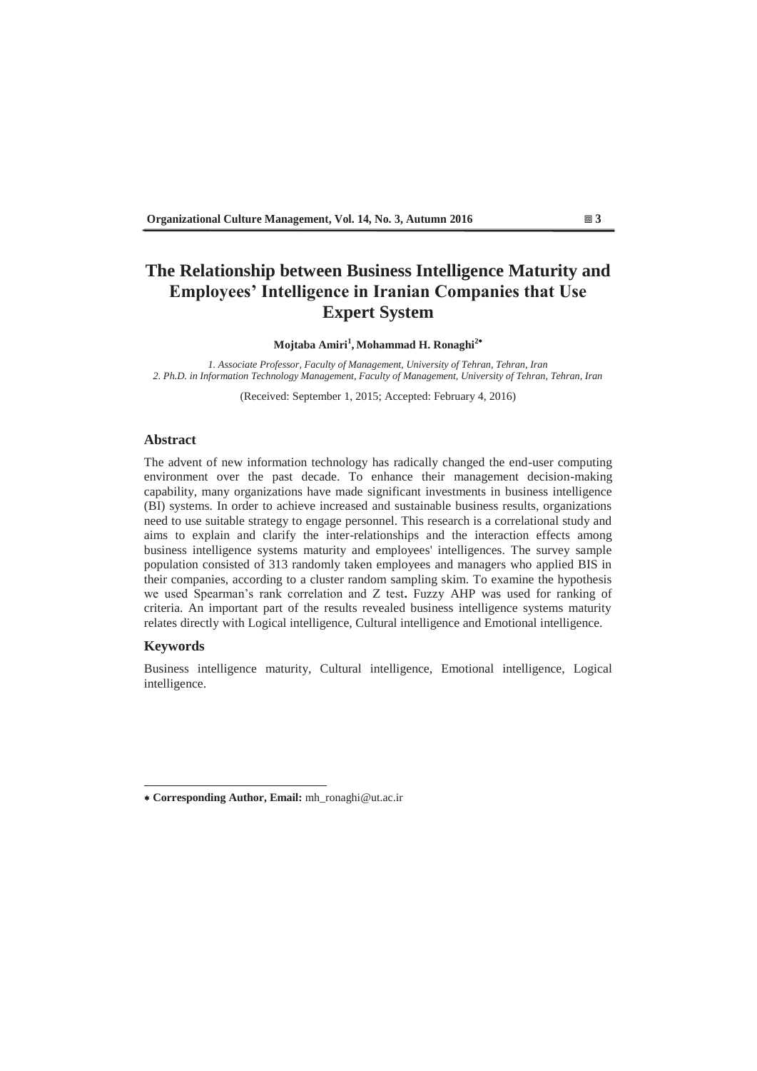# The Relationship between Business Intelligence Maturity and Employees' Intelligence in Iranian Companies that Use Expert System

**Mojtaba Amiri[1], Mohammad H. Ronaghi[2*]**

*1. Associate Professor, Faculty of Management, University of Tehran, Tehran, Iran*
*2. Ph.D. in Information Technology Management, Faculty of Management, University of Tehran, Tehran, Iran*

(Received: September 1, 2015; Accepted: February 4, 2016)

## Abstract

The advent of new information technology has radically changed the end-user computing environment over the past decade. To enhance their management decision-making capability, many organizations have made significant investments in business intelligence (BI) systems. In order to achieve increased and sustainable business results, organizations need to use suitable strategy to engage personnel. This research is a correlational study and aims to explain and clarify the inter-relationships and the interaction effects among business intelligence systems maturity and employees' intelligences. The survey sample population consisted of 313 randomly taken employees and managers who applied BIS in their companies, according to a cluster random sampling skim. To examine the hypothesis we used Spearman's rank correlation and Z test**.** Fuzzy AHP was used for ranking of criteria. An important part of the results revealed business intelligence systems maturity relates directly with Logical intelligence, Cultural intelligence and Emotional intelligence.

## Keywords

Business intelligence maturity, Cultural intelligence, Emotional intelligence, Logical intelligence.

---

* **Corresponding Author, Email:** mh_ronaghi@ut.ac.ir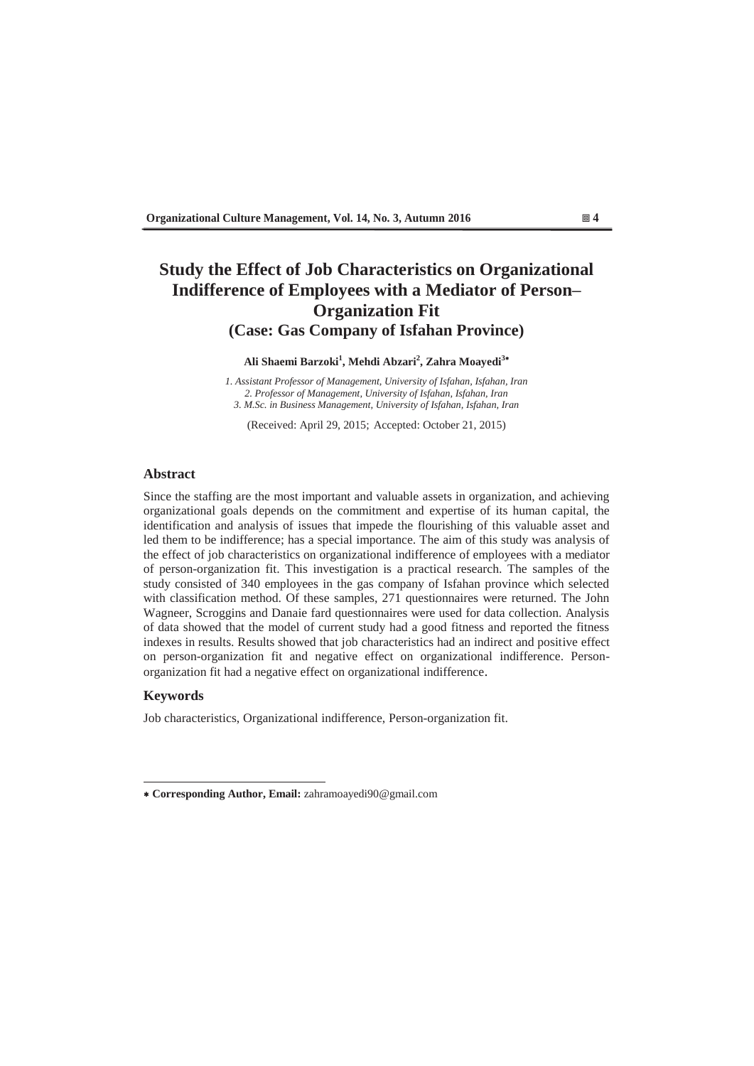# Study the Effect of Job Characteristics on Organizational Indifference of Employees with a Mediator of Person–Organization Fit
## (Case: Gas Company of Isfahan Province)

**Ali Shaemi Barzoki[1], Mehdi Abzari[2], Zahra Moayedi[3*]**

*1. Assistant Professor of Management, University of Isfahan, Isfahan, Iran*
*2. Professor of Management, University of Isfahan, Isfahan, Iran*
*3. M.Sc. in Business Management, University of Isfahan, Isfahan, Iran*

(Received: April 29, 2015; Accepted: October 21, 2015)

### Abstract

Since the staffing are the most important and valuable assets in organization, and achieving organizational goals depends on the commitment and expertise of its human capital, the identification and analysis of issues that impede the flourishing of this valuable asset and led them to be indifference; has a special importance. The aim of this study was analysis of the effect of job characteristics on organizational indifference of employees with a mediator of person-organization fit. This investigation is a practical research. The samples of the study consisted of 340 employees in the gas company of Isfahan province which selected with classification method. Of these samples, 271 questionnaires were returned. The John Wagneer, Scroggins and Danaie fard questionnaires were used for data collection. Analysis of data showed that the model of current study had a good fitness and reported the fitness indexes in results. Results showed that job characteristics had an indirect and positive effect on person-organization fit and negative effect on organizational indifference. Person-organization fit had a negative effect on organizational indifference.

### Keywords

Job characteristics, Organizational indifference, Person-organization fit.

---

* **Corresponding Author, Email:** zahramoayedi90@gmail.com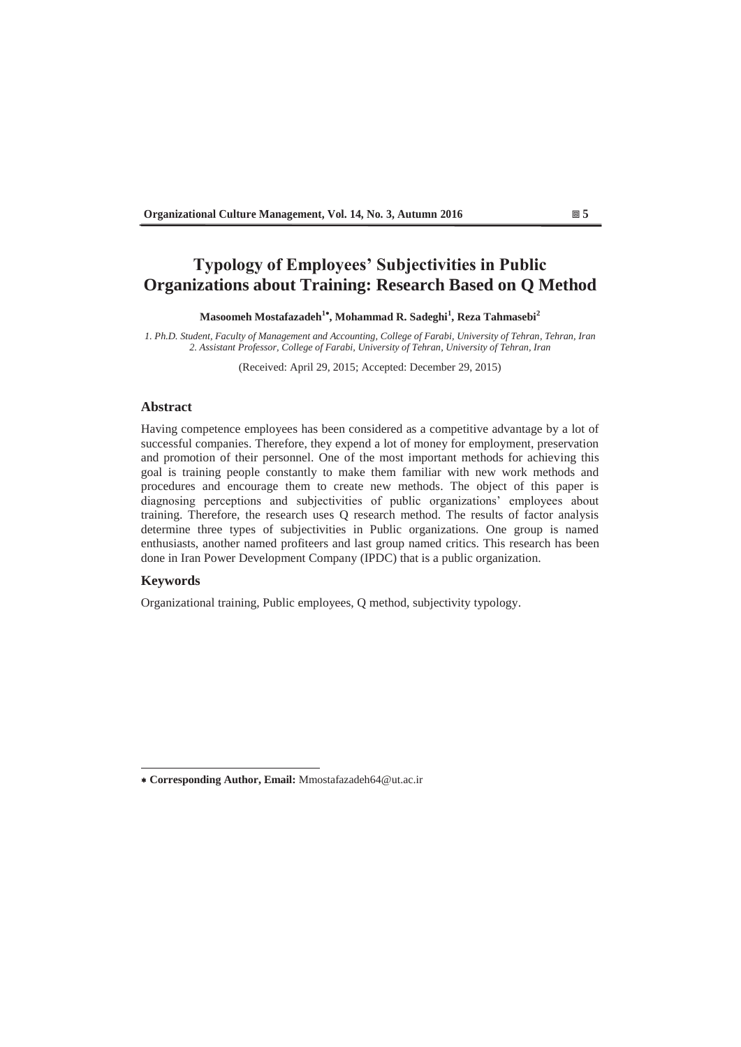# Typology of Employees' Subjectivities in Public Organizations about Training: Research Based on Q Method

**Masoomeh Mostafazadeh[1*], Mohammad R. Sadeghi[1], Reza Tahmasebi[2]**

*1. Ph.D. Student, Faculty of Management and Accounting, College of Farabi, University of Tehran, Tehran, Iran*
*2. Assistant Professor, College of Farabi, University of Tehran, University of Tehran, Iran*

(Received: April 29, 2015; Accepted: December 29, 2015)

## Abstract

Having competence employees has been considered as a competitive advantage by a lot of successful companies. Therefore, they expend a lot of money for employment, preservation and promotion of their personnel. One of the most important methods for achieving this goal is training people constantly to make them familiar with new work methods and procedures and encourage them to create new methods. The object of this paper is diagnosing perceptions and subjectivities of public organizations' employees about training. Therefore, the research uses Q research method. The results of factor analysis determine three types of subjectivities in Public organizations. One group is named enthusiasts, another named profiteers and last group named critics. This research has been done in Iran Power Development Company (IPDC) that is a public organization.

## Keywords

Organizational training, Public employees, Q method, subjectivity typology.

---

* **Corresponding Author, Email:** Mmostafazadeh64@ut.ac.ir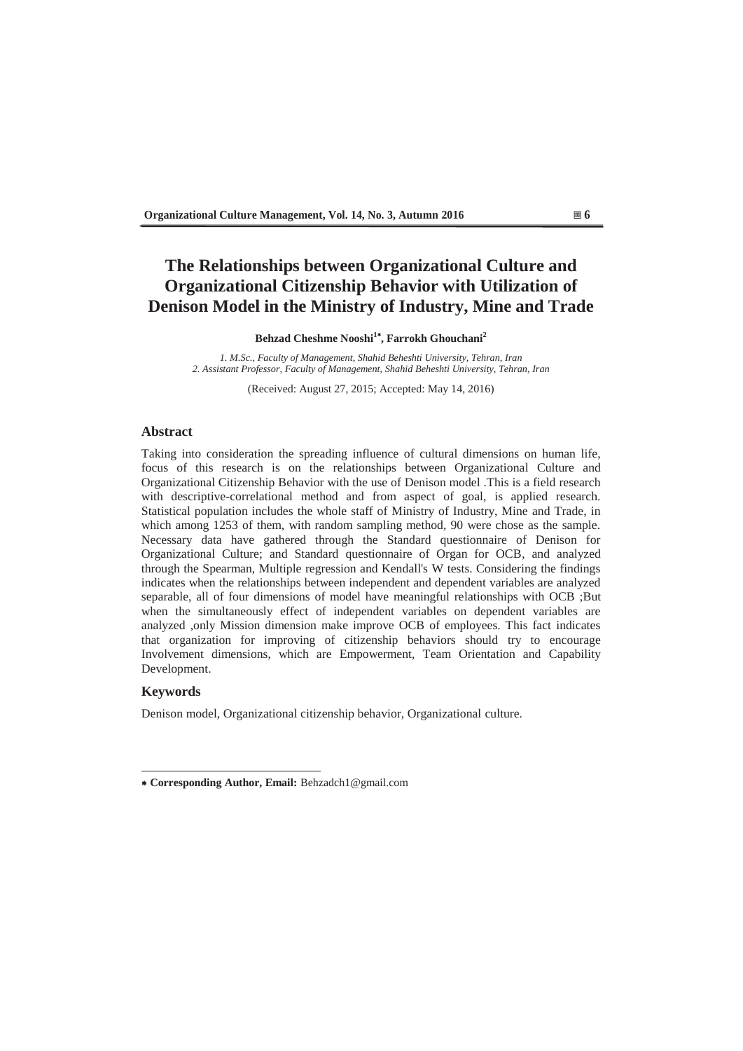# The Relationships between Organizational Culture and Organizational Citizenship Behavior with Utilization of Denison Model in the Ministry of Industry, Mine and Trade

**Behzad Cheshme Nooshi[1*], Farrokh Ghouchani[2]**

*1. M.Sc., Faculty of Management, Shahid Beheshti University, Tehran, Iran*
*2. Assistant Professor, Faculty of Management, Shahid Beheshti University, Tehran, Iran*

(Received: August 27, 2015; Accepted: May 14, 2016)

## Abstract

Taking into consideration the spreading influence of cultural dimensions on human life, focus of this research is on the relationships between Organizational Culture and Organizational Citizenship Behavior with the use of Denison model .This is a field research with descriptive-correlational method and from aspect of goal, is applied research. Statistical population includes the whole staff of Ministry of Industry, Mine and Trade, in which among 1253 of them, with random sampling method, 90 were chose as the sample. Necessary data have gathered through the Standard questionnaire of Denison for Organizational Culture; and Standard questionnaire of Organ for OCB, and analyzed through the Spearman, Multiple regression and Kendall's W tests. Considering the findings indicates when the relationships between independent and dependent variables are analyzed separable, all of four dimensions of model have meaningful relationships with OCB ;But when the simultaneously effect of independent variables on dependent variables are analyzed ,only Mission dimension make improve OCB of employees. This fact indicates that organization for improving of citizenship behaviors should try to encourage Involvement dimensions, which are Empowerment, Team Orientation and Capability Development.

## Keywords

Denison model, Organizational citizenship behavior, Organizational culture.

---

* **Corresponding Author, Email:** Behzadch1@gmail.com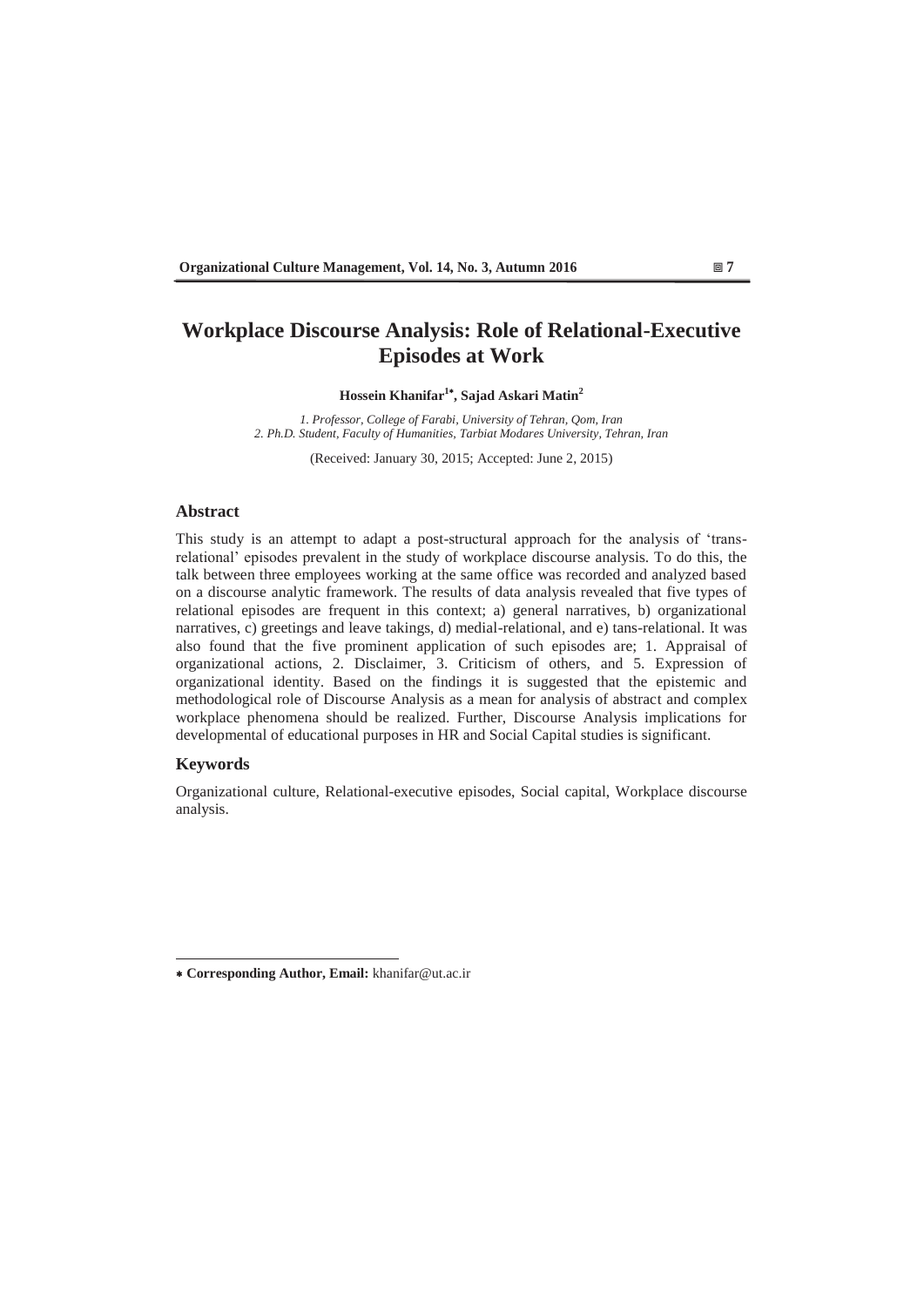# Workplace Discourse Analysis: Role of Relational-Executive Episodes at Work

**Hossein Khanifar[1*], Sajad Askari Matin[2]**

*1. Professor, College of Farabi, University of Tehran, Qom, Iran*
*2. Ph.D. Student, Faculty of Humanities, Tarbiat Modares University, Tehran, Iran*

(Received: January 30, 2015; Accepted: June 2, 2015)

## Abstract

This study is an attempt to adapt a post-structural approach for the analysis of 'trans-relational' episodes prevalent in the study of workplace discourse analysis. To do this, the talk between three employees working at the same office was recorded and analyzed based on a discourse analytic framework. The results of data analysis revealed that five types of relational episodes are frequent in this context; a) general narratives, b) organizational narratives, c) greetings and leave takings, d) medial-relational, and e) tans-relational. It was also found that the five prominent application of such episodes are; 1. Appraisal of organizational actions, 2. Disclaimer, 3. Criticism of others, and 5. Expression of organizational identity. Based on the findings it is suggested that the epistemic and methodological role of Discourse Analysis as a mean for analysis of abstract and complex workplace phenomena should be realized. Further, Discourse Analysis implications for developmental of educational purposes in HR and Social Capital studies is significant.

## Keywords

Organizational culture, Relational-executive episodes, Social capital, Workplace discourse analysis.

---

* **Corresponding Author, Email:** khanifar@ut.ac.ir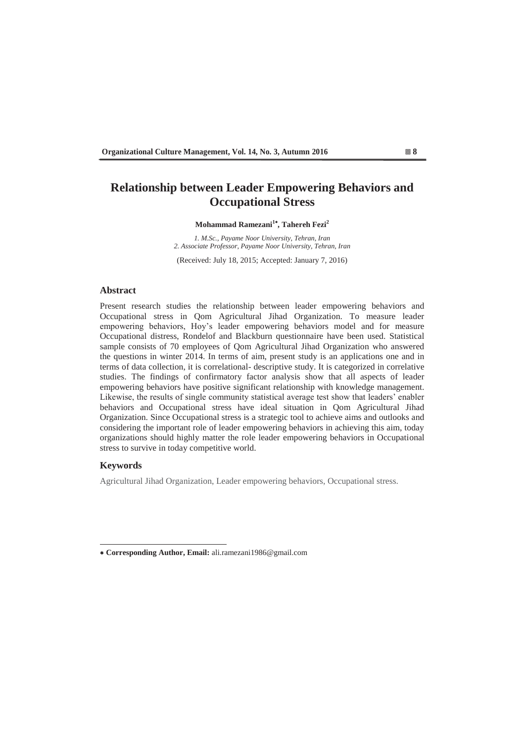# Relationship between Leader Empowering Behaviors and Occupational Stress

**Mohammad Ramezani[1*], Tahereh Fezi[2]**

*1. M.Sc., Payame Noor University, Tehran, Iran*
*2. Associate Professor, Payame Noor University, Tehran, Iran*

(Received: July 18, 2015; Accepted: January 7, 2016)

## Abstract

Present research studies the relationship between leader empowering behaviors and Occupational stress in Qom Agricultural Jihad Organization. To measure leader empowering behaviors, Hoy's leader empowering behaviors model and for measure Occupational distress, Rondelof and Blackburn questionnaire have been used. Statistical sample consists of 70 employees of Qom Agricultural Jihad Organization who answered the questions in winter 2014. In terms of aim, present study is an applications one and in terms of data collection, it is correlational- descriptive study. It is categorized in correlative studies. The findings of confirmatory factor analysis show that all aspects of leader empowering behaviors have positive significant relationship with knowledge management. Likewise, the results of single community statistical average test show that leaders' enabler behaviors and Occupational stress have ideal situation in Qom Agricultural Jihad Organization. Since Occupational stress is a strategic tool to achieve aims and outlooks and considering the important role of leader empowering behaviors in achieving this aim, today organizations should highly matter the role leader empowering behaviors in Occupational stress to survive in today competitive world.

## Keywords

Agricultural Jihad Organization, Leader empowering behaviors, Occupational stress.

---

* **Corresponding Author, Email:** ali.ramezani1986@gmail.com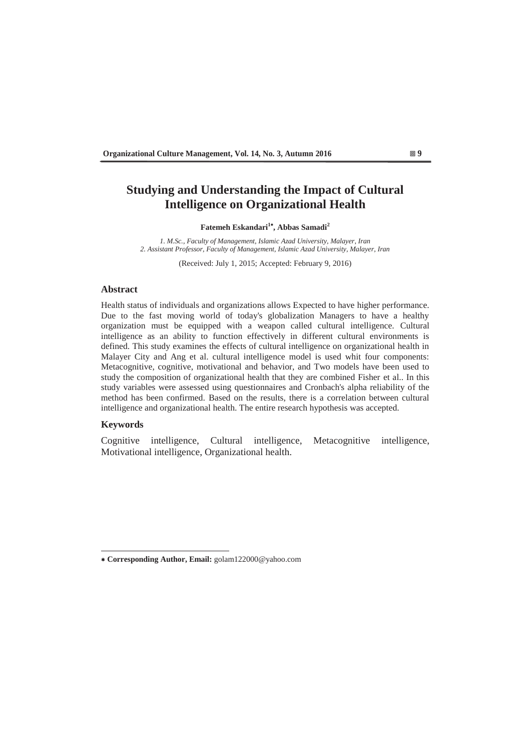# Studying and Understanding the Impact of Cultural Intelligence on Organizational Health

**Fatemeh Eskandari[1*], Abbas Samadi[2]**

*1. M.Sc., Faculty of Management, Islamic Azad University, Malayer, Iran*
*2. Assistant Professor, Faculty of Management, Islamic Azad University, Malayer, Iran*

(Received: July 1, 2015; Accepted: February 9, 2016)

## Abstract

Health status of individuals and organizations allows Expected to have higher performance. Due to the fast moving world of today's globalization Managers to have a healthy organization must be equipped with a weapon called cultural intelligence. Cultural intelligence as an ability to function effectively in different cultural environments is defined. This study examines the effects of cultural intelligence on organizational health in Malayer City and Ang et al. cultural intelligence model is used whit four components: Metacognitive, cognitive, motivational and behavior, and Two models have been used to study the composition of organizational health that they are combined Fisher et al.. In this study variables were assessed using questionnaires and Cronbach's alpha reliability of the method has been confirmed. Based on the results, there is a correlation between cultural intelligence and organizational health. The entire research hypothesis was accepted.

## Keywords

Cognitive intelligence, Cultural intelligence, Metacognitive intelligence, Motivational intelligence, Organizational health.

---

* **Corresponding Author, Email:** golam122000@yahoo.com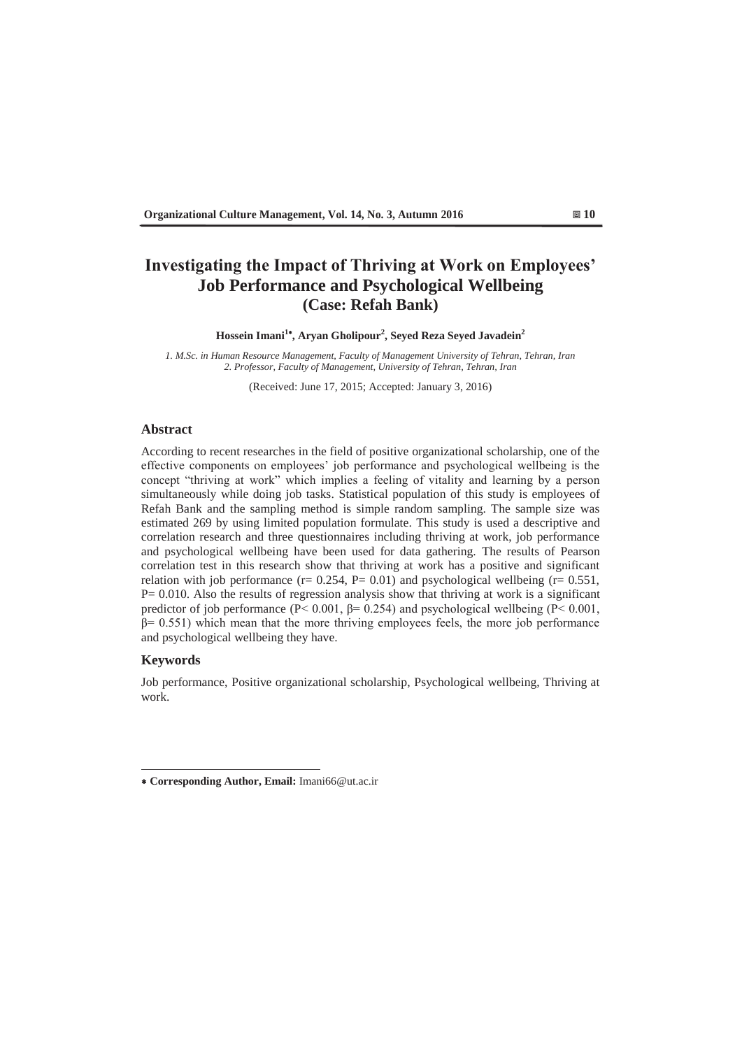# Investigating the Impact of Thriving at Work on Employees' Job Performance and Psychological Wellbeing (Case: Refah Bank)

**Hossein Imani[1*], Aryan Gholipour[2], Seyed Reza Seyed Javadein[2]**

*1. M.Sc. in Human Resource Management, Faculty of Management University of Tehran, Tehran, Iran*
*2. Professor, Faculty of Management, University of Tehran, Tehran, Iran*

(Received: June 17, 2015; Accepted: January 3, 2016)

## Abstract

According to recent researches in the field of positive organizational scholarship, one of the effective components on employees' job performance and psychological wellbeing is the concept "thriving at work" which implies a feeling of vitality and learning by a person simultaneously while doing job tasks. Statistical population of this study is employees of Refah Bank and the sampling method is simple random sampling. The sample size was estimated 269 by using limited population formulate. This study is used a descriptive and correlation research and three questionnaires including thriving at work, job performance and psychological wellbeing have been used for data gathering. The results of Pearson correlation test in this research show that thriving at work has a positive and significant relation with job performance ($r = 0.254$, $P = 0.01$) and psychological wellbeing ($r = 0.551$, $P = 0.010$. Also the results of regression analysis show that thriving at work is a significant predictor of job performance ($P < 0.001$, $\beta = 0.254$) and psychological wellbeing ($P < 0.001$, $\beta = 0.551$) which mean that the more thriving employees feels, the more job performance and psychological wellbeing they have.

## Keywords

Job performance, Positive organizational scholarship, Psychological wellbeing, Thriving at work.

---

* **Corresponding Author, Email:** Imani66@ut.ac.ir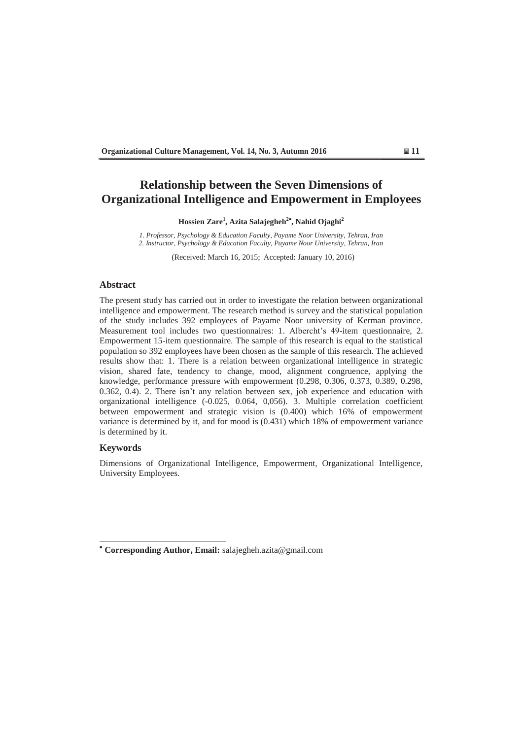# Relationship between the Seven Dimensions of Organizational Intelligence and Empowerment in Employees

**Hossien Zare[1], Azita Salajegheh[2*], Nahid Ojaghi[2]**

*1. Professor, Psychology & Education Faculty, Payame Noor University, Tehran, Iran*
*2. Instructor, Psychology & Education Faculty, Payame Noor University, Tehran, Iran*

(Received: March 16, 2015; Accepted: January 10, 2016)

## Abstract

The present study has carried out in order to investigate the relation between organizational intelligence and empowerment. The research method is survey and the statistical population of the study includes 392 employees of Payame Noor university of Kerman province. Measurement tool includes two questionnaires: 1. Albercht's 49-item questionnaire, 2. Empowerment 15-item questionnaire. The sample of this research is equal to the statistical population so 392 employees have been chosen as the sample of this research. The achieved results show that: 1. There is a relation between organizational intelligence in strategic vision, shared fate, tendency to change, mood, alignment congruence, applying the knowledge, performance pressure with empowerment (0.298, 0.306, 0.373, 0.389, 0.298, 0.362, 0.4). 2. There isn't any relation between sex, job experience and education with organizational intelligence (-0.025, 0.064, 0,056). 3. Multiple correlation coefficient between empowerment and strategic vision is (0.400) which 16% of empowerment variance is determined by it, and for mood is (0.431) which 18% of empowerment variance is determined by it.

## Keywords

Dimensions of Organizational Intelligence, Empowerment, Organizational Intelligence, University Employees.

---

* **Corresponding Author, Email:** salajegheh.azita@gmail.com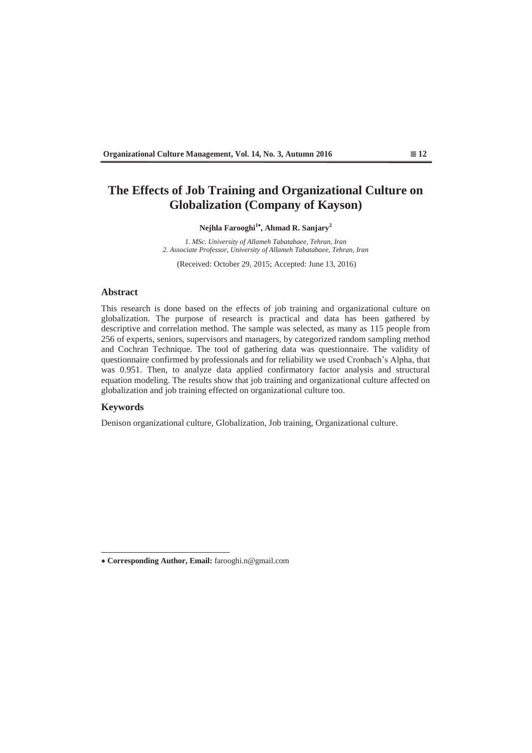# The Effects of Job Training and Organizational Culture on Globalization (Company of Kayson)

**Nejhla Farooghi[1*], Ahmad R. Sanjary[2]**

*1. MSc. University of Allameh Tabatabaee, Tehran, Iran*
*2. Associate Professor, University of Allameh Tabatabaee, Tehran, Iran*

(Received: October 29, 2015; Accepted: June 13, 2016)

## Abstract

This research is done based on the effects of job training and organizational culture on globalization. The purpose of research is practical and data has been gathered by descriptive and correlation method. The sample was selected, as many as 115 people from 256 of experts, seniors, supervisors and managers, by categorized random sampling method and Cochran Technique. The tool of gathering data was questionnaire. The validity of questionnaire confirmed by professionals and for reliability we used Cronbach's Alpha, that was 0.951. Then, to analyze data applied confirmatory factor analysis and structural equation modeling. The results show that job training and organizational culture affected on globalization and job training effected on organizational culture too.

## Keywords

Denison organizational culture, Globalization, Job training, Organizational culture.

---

* **Corresponding Author, Email:** farooghi.n@gmail.com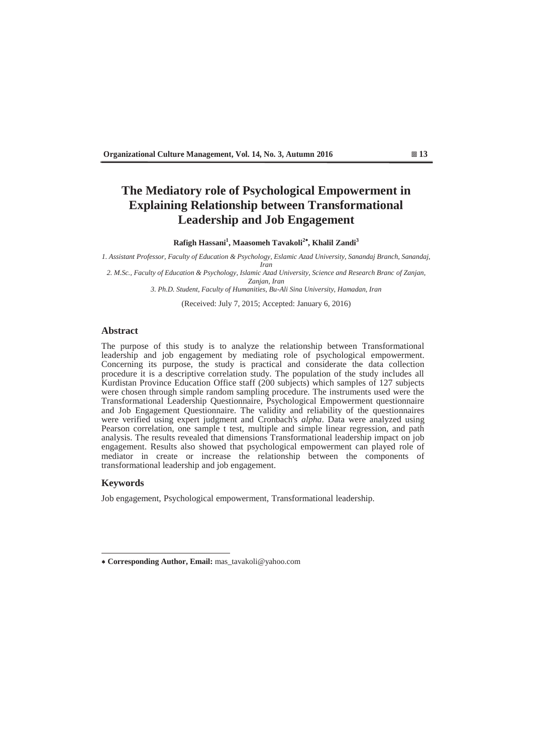# The Mediatory role of Psychological Empowerment in Explaining Relationship between Transformational Leadership and Job Engagement

**Rafigh Hassani[1], Maasomeh Tavakoli[2*], Khalil Zandi[3]**

*1. Assistant Professor, Faculty of Education & Psychology, Eslamic Azad University, Sanandaj Branch, Sanandaj, Iran*

*2. M.Sc., Faculty of Education & Psychology, Islamic Azad University, Science and Research Branc of Zanjan, Zanjan, Iran*

*3. Ph.D. Student, Faculty of Humanities, Bu-Ali Sina University, Hamadan, Iran*

(Received: July 7, 2015; Accepted: January 6, 2016)

## Abstract

The purpose of this study is to analyze the relationship between Transformational leadership and job engagement by mediating role of psychological empowerment. Concerning its purpose, the study is practical and considerate the data collection procedure it is a descriptive correlation study. The population of the study includes all Kurdistan Province Education Office staff (200 subjects) which samples of 127 subjects were chosen through simple random sampling procedure. The instruments used were the Transformational Leadership Questionnaire, Psychological Empowerment questionnaire and Job Engagement Questionnaire. The validity and reliability of the questionnaires were verified using expert judgment and Cronbach's *alpha*. Data were analyzed using Pearson correlation, one sample t test, multiple and simple linear regression, and path analysis. The results revealed that dimensions Transformational leadership impact on job engagement. Results also showed that psychological empowerment can played role of mediator in create or increase the relationship between the components of transformational leadership and job engagement.

## Keywords

Job engagement, Psychological empowerment, Transformational leadership.

---

* **Corresponding Author, Email:** mas_tavakoli@yahoo.com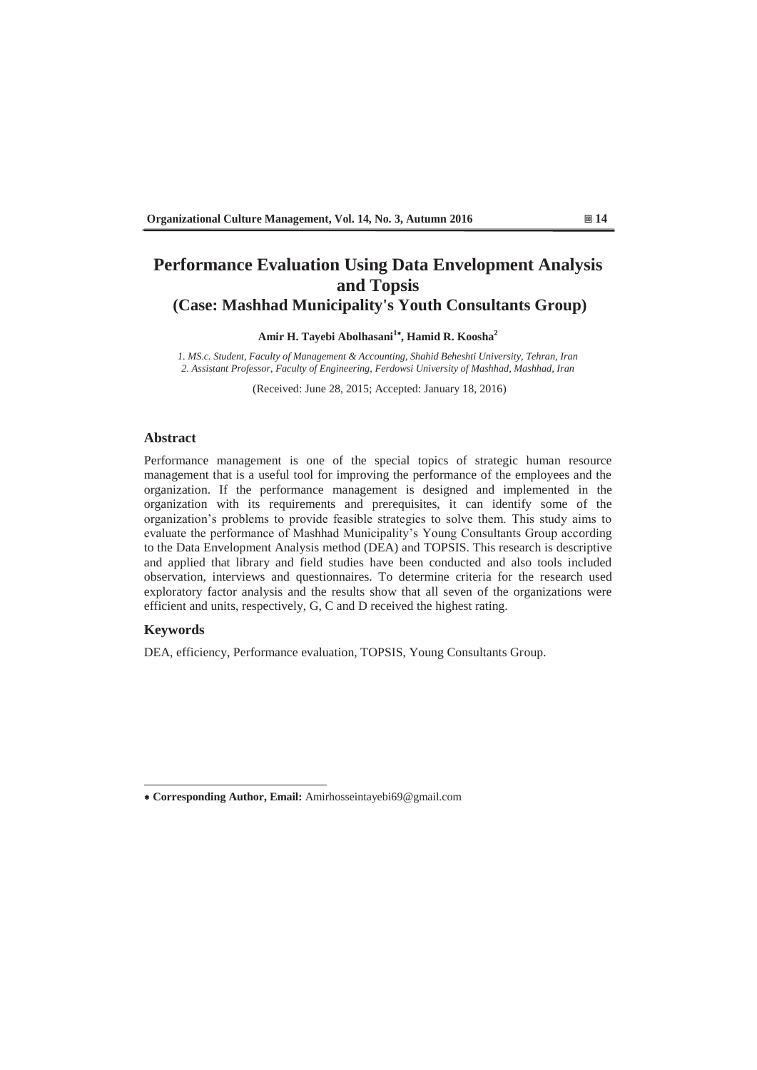# Performance Evaluation Using Data Envelopment Analysis and Topsis

## (Case: Mashhad Municipality's Youth Consultants Group)

**Amir H. Tayebi Abolhasani[1*], Hamid R. Koosha[2]**

*1. MS.c. Student, Faculty of Management & Accounting, Shahid Beheshti University, Tehran, Iran*
*2. Assistant Professor, Faculty of Engineering, Ferdowsi University of Mashhad, Mashhad, Iran*

(Received: June 28, 2015; Accepted: January 18, 2016)

### Abstract

Performance management is one of the special topics of strategic human resource management that is a useful tool for improving the performance of the employees and the organization. If the performance management is designed and implemented in the organization with its requirements and prerequisites, it can identify some of the organization's problems to provide feasible strategies to solve them. This study aims to evaluate the performance of Mashhad Municipality's Young Consultants Group according to the Data Envelopment Analysis method (DEA) and TOPSIS. This research is descriptive and applied that library and field studies have been conducted and also tools included observation, interviews and questionnaires. To determine criteria for the research used exploratory factor analysis and the results show that all seven of the organizations were efficient and units, respectively, G, C and D received the highest rating.

### Keywords

DEA, efficiency, Performance evaluation, TOPSIS, Young Consultants Group.

---

* **Corresponding Author, Email:** Amirhosseintayebi69@gmail.com